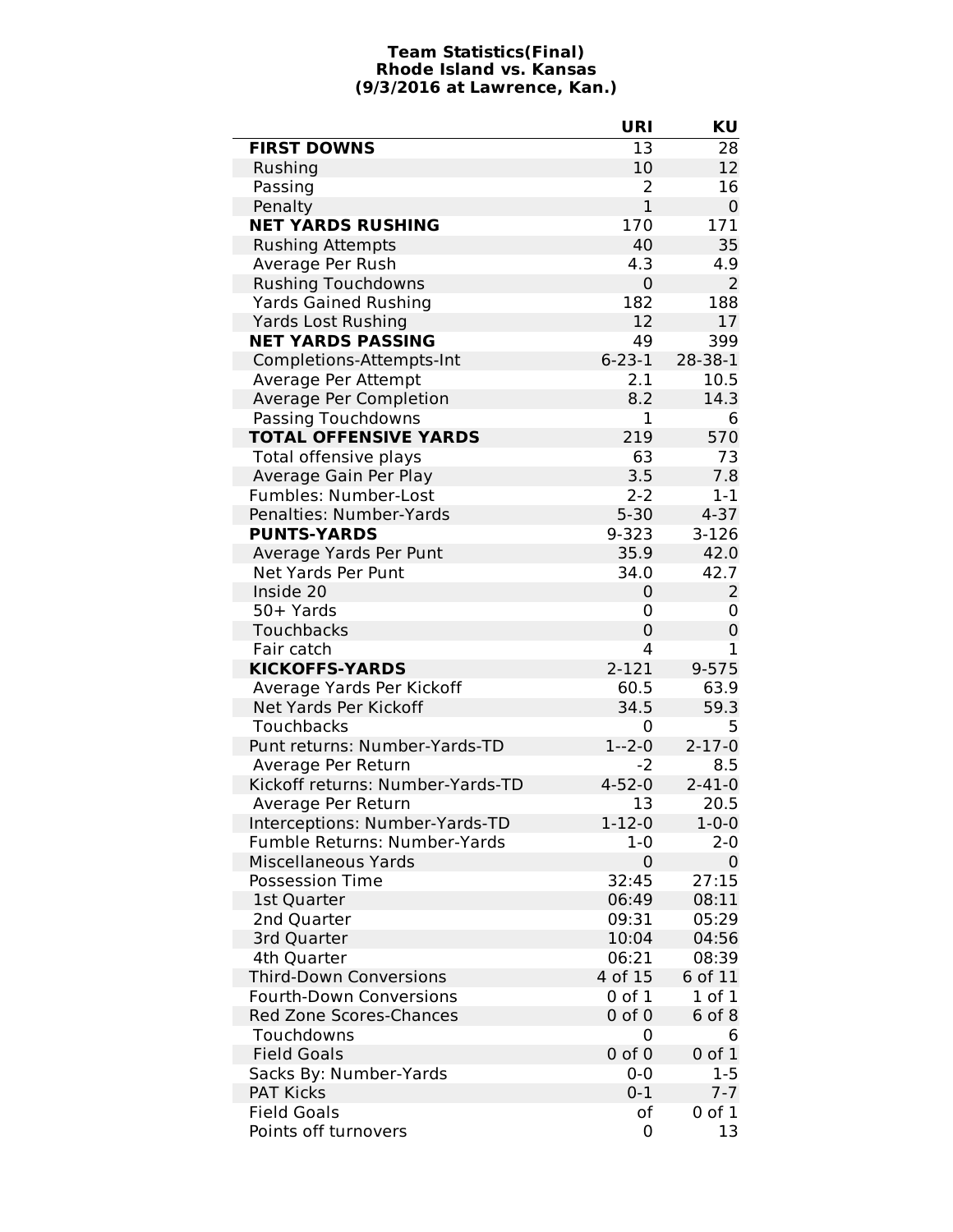**Team Statistics(Final)**
**Rhode Island vs. Kansas**
**(9/3/2016 at Lawrence, Kan.)**

| | URI | KU |
|---|---|---|
| **FIRST DOWNS** | 13 | 28 |
| Rushing | 10 | 12 |
| Passing | 2 | 16 |
| Penalty | 1 | 0 |
| **NET YARDS RUSHING** | 170 | 171 |
| Rushing Attempts | 40 | 35 |
| Average Per Rush | 4.3 | 4.9 |
| Rushing Touchdowns | 0 | 2 |
| Yards Gained Rushing | 182 | 188 |
| Yards Lost Rushing | 12 | 17 |
| **NET YARDS PASSING** | 49 | 399 |
| Completions-Attempts-Int | 6-23-1 | 28-38-1 |
| Average Per Attempt | 2.1 | 10.5 |
| Average Per Completion | 8.2 | 14.3 |
| Passing Touchdowns | 1 | 6 |
| **TOTAL OFFENSIVE YARDS** | 219 | 570 |
| Total offensive plays | 63 | 73 |
| Average Gain Per Play | 3.5 | 7.8 |
| Fumbles: Number-Lost | 2-2 | 1-1 |
| Penalties: Number-Yards | 5-30 | 4-37 |
| **PUNTS-YARDS** | 9-323 | 3-126 |
| Average Yards Per Punt | 35.9 | 42.0 |
| Net Yards Per Punt | 34.0 | 42.7 |
| Inside 20 | 0 | 2 |
| 50+ Yards | 0 | 0 |
| Touchbacks | 0 | 0 |
| Fair catch | 4 | 1 |
| **KICKOFFS-YARDS** | 2-121 | 9-575 |
| Average Yards Per Kickoff | 60.5 | 63.9 |
| Net Yards Per Kickoff | 34.5 | 59.3 |
| Touchbacks | 0 | 5 |
| Punt returns: Number-Yards-TD | 1--2-0 | 2-17-0 |
| Average Per Return | -2 | 8.5 |
| Kickoff returns: Number-Yards-TD | 4-52-0 | 2-41-0 |
| Average Per Return | 13 | 20.5 |
| Interceptions: Number-Yards-TD | 1-12-0 | 1-0-0 |
| Fumble Returns: Number-Yards | 1-0 | 2-0 |
| Miscellaneous Yards | 0 | 0 |
| Possession Time | 32:45 | 27:15 |
| 1st Quarter | 06:49 | 08:11 |
| 2nd Quarter | 09:31 | 05:29 |
| 3rd Quarter | 10:04 | 04:56 |
| 4th Quarter | 06:21 | 08:39 |
| Third-Down Conversions | 4 of 15 | 6 of 11 |
| Fourth-Down Conversions | 0 of 1 | 1 of 1 |
| Red Zone Scores-Chances | 0 of 0 | 6 of 8 |
| Touchdowns | 0 | 6 |
| Field Goals | 0 of 0 | 0 of 1 |
| Sacks By: Number-Yards | 0-0 | 1-5 |
| PAT Kicks | 0-1 | 7-7 |
| Field Goals | of | 0 of 1 |
| Points off turnovers | 0 | 13 |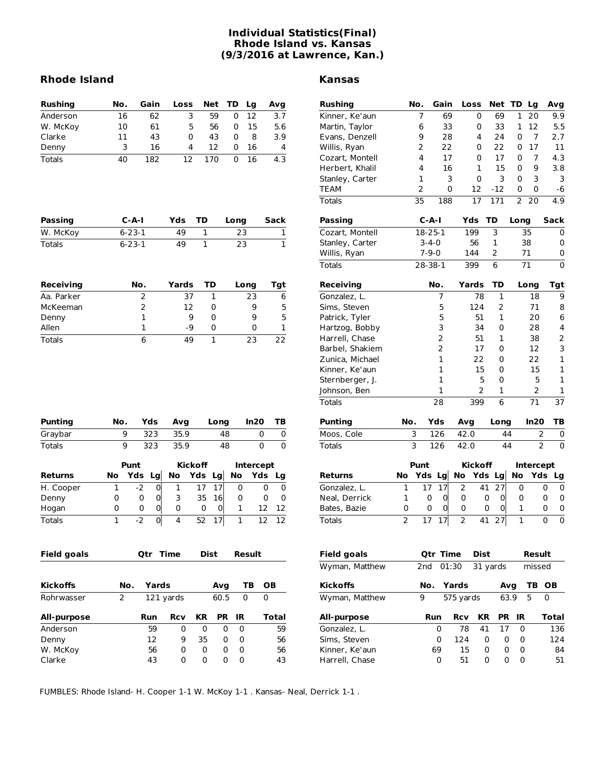# Individual Statistics(Final)
## Rhode Island vs. Kansas
## (9/3/2016 at Lawrence, Kan.)

## Rhode Island

| Rushing | No. | Gain | Loss | Net | TD | Lg | Avg |
|---|---|---|---|---|---|---|---|
| Anderson | 16 | 62 | 3 | 59 | 0 | 12 | 3.7 |
| W. McKoy | 10 | 61 | 5 | 56 | 0 | 15 | 5.6 |
| Clarke | 11 | 43 | 0 | 43 | 0 | 8 | 3.9 |
| Denny | 3 | 16 | 4 | 12 | 0 | 16 | 4 |
| Totals | 40 | 182 | 12 | 170 | 0 | 16 | 4.3 |

| Passing | C-A-I | Yds | TD | Long | Sack |
|---|---|---|---|---|---|
| W. McKoy | 6-23-1 | 49 | 1 | 23 | 1 |
| Totals | 6-23-1 | 49 | 1 | 23 | 1 |

| Receiving | No. | Yards | TD | Long | Tgt |
|---|---|---|---|---|---|
| Aa. Parker | 2 | 37 | 1 | 23 | 6 |
| McKeeman | 2 | 12 | 0 | 9 | 5 |
| Denny | 1 | 9 | 0 | 9 | 5 |
| Allen | 1 | -9 | 0 | 0 | 1 |
| Totals | 6 | 49 | 1 | 23 | 22 |

| Punting | No. | Yds | Avg | Long | In20 | TB |
|---|---|---|---|---|---|---|
| Graybar | 9 | 323 | 35.9 | 48 | 0 | 0 |
| Totals | 9 | 323 | 35.9 | 48 | 0 | 0 |

| | Punt | | | Kickoff | | | Intercept | | |
|---|---|---|---|---|---|---|---|---|---|
| Returns | No | Yds | Lg | No | Yds | Lg | No | Yds | Lg |
| H. Cooper | 1 | -2 | 0 | 1 | 17 | 17 | 0 | 0 | 0 |
| Denny | 0 | 0 | 0 | 3 | 35 | 16 | 0 | 0 | 0 |
| Hogan | 0 | 0 | 0 | 0 | 0 | 0 | 1 | 12 | 12 |
| Totals | 1 | -2 | 0 | 4 | 52 | 17 | 1 | 12 | 12 |

| Field goals | Qtr | Time | Dist | Result |
|---|---|---|---|---|

| Kickoffs | No. | Yards | Avg | TB | OB |
|---|---|---|---|---|---|
| Rohrwasser | 2 | 121 yards | 60.5 | 0 | 0 |

| All-purpose | Run | Rcv | KR | PR | IR | Total |
|---|---|---|---|---|---|---|
| Anderson | 59 | 0 | 0 | 0 | 0 | 59 |
| Denny | 12 | 9 | 35 | 0 | 0 | 56 |
| W. McKoy | 56 | 0 | 0 | 0 | 0 | 56 |
| Clarke | 43 | 0 | 0 | 0 | 0 | 43 |

## Kansas

| Rushing | No. | Gain | Loss | Net | TD | Lg | Avg |
|---|---|---|---|---|---|---|---|
| Kinner, Ke'aun | 7 | 69 | 0 | 69 | 1 | 20 | 9.9 |
| Martin, Taylor | 6 | 33 | 0 | 33 | 1 | 12 | 5.5 |
| Evans, Denzell | 9 | 28 | 4 | 24 | 0 | 7 | 2.7 |
| Willis, Ryan | 2 | 22 | 0 | 22 | 0 | 17 | 11 |
| Cozart, Montell | 4 | 17 | 0 | 17 | 0 | 7 | 4.3 |
| Herbert, Khalil | 4 | 16 | 1 | 15 | 0 | 9 | 3.8 |
| Stanley, Carter | 1 | 3 | 0 | 3 | 0 | 3 | 3 |
| TEAM | 2 | 0 | 12 | -12 | 0 | 0 | -6 |
| Totals | 35 | 188 | 17 | 171 | 2 | 20 | 4.9 |

| Passing | C-A-I | Yds | TD | Long | Sack |
|---|---|---|---|---|---|
| Cozart, Montell | 18-25-1 | 199 | 3 | 35 | 0 |
| Stanley, Carter | 3-4-0 | 56 | 1 | 38 | 0 |
| Willis, Ryan | 7-9-0 | 144 | 2 | 71 | 0 |
| Totals | 28-38-1 | 399 | 6 | 71 | 0 |

| Receiving | No. | Yards | TD | Long | Tgt |
|---|---|---|---|---|---|
| Gonzalez, L. | 7 | 78 | 1 | 18 | 9 |
| Sims, Steven | 5 | 124 | 2 | 71 | 8 |
| Patrick, Tyler | 5 | 51 | 1 | 20 | 6 |
| Hartzog, Bobby | 3 | 34 | 0 | 28 | 4 |
| Harrell, Chase | 2 | 51 | 1 | 38 | 2 |
| Barbel, Shakiem | 2 | 17 | 0 | 12 | 3 |
| Zunica, Michael | 1 | 22 | 0 | 22 | 1 |
| Kinner, Ke'aun | 1 | 15 | 0 | 15 | 1 |
| Sternberger, J. | 1 | 5 | 0 | 5 | 1 |
| Johnson, Ben | 1 | 2 | 1 | 2 | 1 |
| Totals | 28 | 399 | 6 | 71 | 37 |

| Punting | No. | Yds | Avg | Long | In20 | TB |
|---|---|---|---|---|---|---|
| Moos, Cole | 3 | 126 | 42.0 | 44 | 2 | 0 |
| Totals | 3 | 126 | 42.0 | 44 | 2 | 0 |

| | Punt | | | Kickoff | | | Intercept | | |
|---|---|---|---|---|---|---|---|---|---|
| Returns | No | Yds | Lg | No | Yds | Lg | No | Yds | Lg |
| Gonzalez, L. | 1 | 17 | 17 | 2 | 41 | 27 | 0 | 0 | 0 |
| Neal, Derrick | 1 | 0 | 0 | 0 | 0 | 0 | 0 | 0 | 0 |
| Bates, Bazie | 0 | 0 | 0 | 0 | 0 | 0 | 1 | 0 | 0 |
| Totals | 2 | 17 | 17 | 2 | 41 | 27 | 1 | 0 | 0 |

| Field goals | Qtr | Time | Dist | Result |
|---|---|---|---|---|
| Wyman, Matthew | 2nd | 01:30 | 31 yards | missed |

| Kickoffs | No. | Yards | Avg | TB | OB |
|---|---|---|---|---|---|
| Wyman, Matthew | 9 | 575 yards | 63.9 | 5 | 0 |

| All-purpose | Run | Rcv | KR | PR | IR | Total |
|---|---|---|---|---|---|---|
| Gonzalez, L. | 0 | 78 | 41 | 17 | 0 | 136 |
| Sims, Steven | 0 | 124 | 0 | 0 | 0 | 124 |
| Kinner, Ke'aun | 69 | 15 | 0 | 0 | 0 | 84 |
| Harrell, Chase | 0 | 51 | 0 | 0 | 0 | 51 |

FUMBLES: Rhode Island- H. Cooper 1-1 W. McKoy 1-1 . Kansas- Neal, Derrick 1-1 .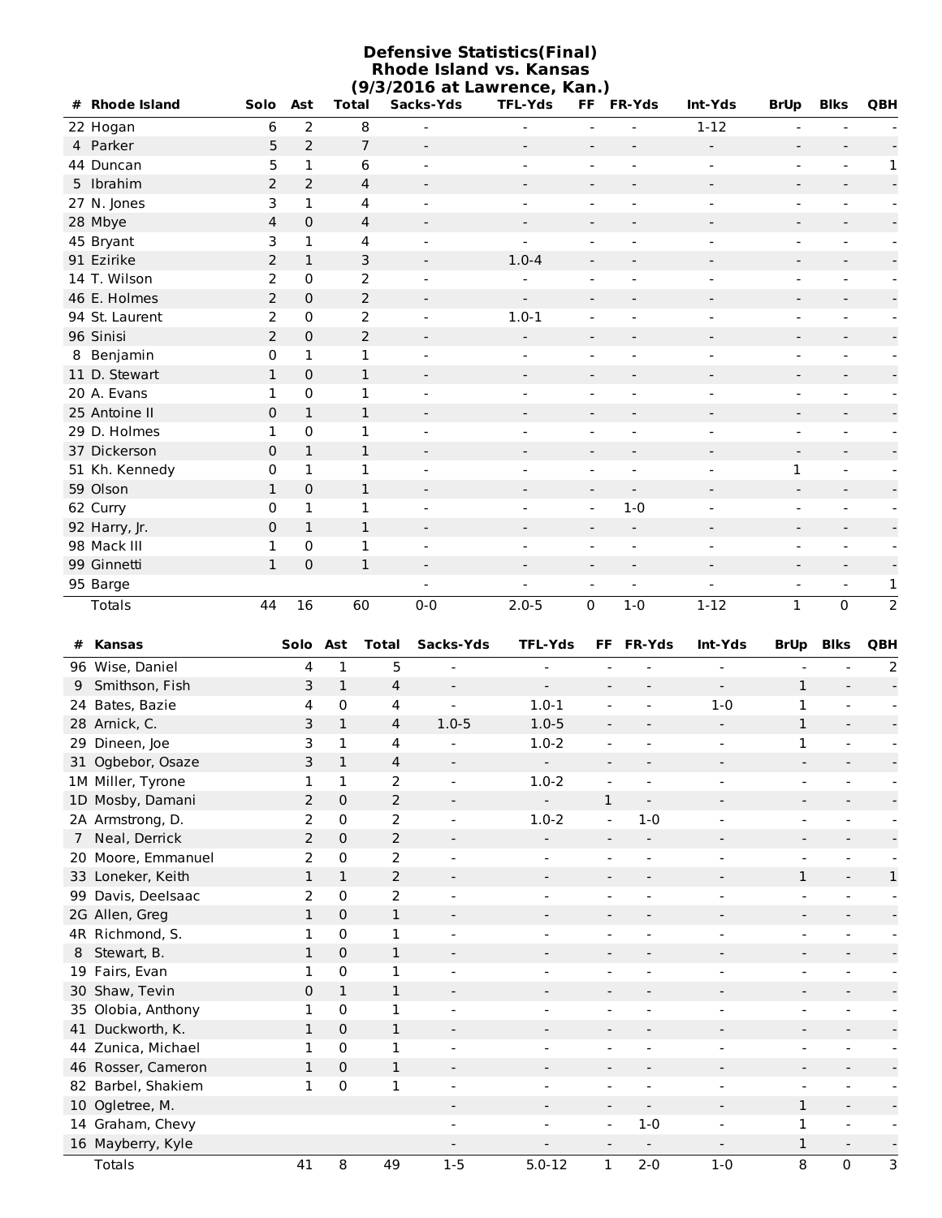# Defensive Statistics(Final)
## Rhode Island vs. Kansas
### (9/3/2016 at Lawrence, Kan.)

| # | Rhode Island | Solo | Ast | Total | Sacks-Yds | TFL-Yds | FF | FR-Yds | Int-Yds | BrUp | Blks | QBH |
|---|---|---|---|---|---|---|---|---|---|---|---|---|
| 22 | Hogan | 6 | 2 | 8 | - | - | - | - | 1-12 | - | - | - |
| 4 | Parker | 5 | 2 | 7 | - | - | - | - | - | - | - | - |
| 44 | Duncan | 5 | 1 | 6 | - | - | - | - | - | - | - | 1 |
| 5 | Ibrahim | 2 | 2 | 4 | - | - | - | - | - | - | - | - |
| 27 | N. Jones | 3 | 1 | 4 | - | - | - | - | - | - | - | - |
| 28 | Mbye | 4 | 0 | 4 | - | - | - | - | - | - | - | - |
| 45 | Bryant | 3 | 1 | 4 | - | - | - | - | - | - | - | - |
| 91 | Ezirike | 2 | 1 | 3 | - | 1.0-4 | - | - | - | - | - | - |
| 14 | T. Wilson | 2 | 0 | 2 | - | - | - | - | - | - | - | - |
| 46 | E. Holmes | 2 | 0 | 2 | - | - | - | - | - | - | - | - |
| 94 | St. Laurent | 2 | 0 | 2 | - | 1.0-1 | - | - | - | - | - | - |
| 96 | Sinisi | 2 | 0 | 2 | - | - | - | - | - | - | - | - |
| 8 | Benjamin | 0 | 1 | 1 | - | - | - | - | - | - | - | - |
| 11 | D. Stewart | 1 | 0 | 1 | - | - | - | - | - | - | - | - |
| 20 | A. Evans | 1 | 0 | 1 | - | - | - | - | - | - | - | - |
| 25 | Antoine II | 0 | 1 | 1 | - | - | - | - | - | - | - | - |
| 29 | D. Holmes | 1 | 0 | 1 | - | - | - | - | - | - | - | - |
| 37 | Dickerson | 0 | 1 | 1 | - | - | - | - | - | - | - | - |
| 51 | Kh. Kennedy | 0 | 1 | 1 | - | - | - | - | - | 1 | - | - |
| 59 | Olson | 1 | 0 | 1 | - | - | - | - | - | - | - | - |
| 62 | Curry | 0 | 1 | 1 | - | - | - | 1-0 | - | - | - | - |
| 92 | Harry, Jr. | 0 | 1 | 1 | - | - | - | - | - | - | - | - |
| 98 | Mack III | 1 | 0 | 1 | - | - | - | - | - | - | - | - |
| 99 | Ginnetti | 1 | 0 | 1 | - | - | - | - | - | - | - | - |
| 95 | Barge | | | | - | - | - | - | - | - | - | 1 |
| | Totals | 44 | 16 | 60 | 0-0 | 2.0-5 | 0 | 1-0 | 1-12 | 1 | 0 | 2 |

| # | Kansas | Solo | Ast | Total | Sacks-Yds | TFL-Yds | FF | FR-Yds | Int-Yds | BrUp | Blks | QBH |
|---|---|---|---|---|---|---|---|---|---|---|---|---|
| 96 | Wise, Daniel | 4 | 1 | 5 | - | - | - | - | - | - | - | 2 |
| 9 | Smithson, Fish | 3 | 1 | 4 | - | - | - | - | - | 1 | - | - |
| 24 | Bates, Bazie | 4 | 0 | 4 | - | 1.0-1 | - | - | 1-0 | 1 | - | - |
| 28 | Arnick, C. | 3 | 1 | 4 | 1.0-5 | 1.0-5 | - | - | - | 1 | - | - |
| 29 | Dineen, Joe | 3 | 1 | 4 | - | 1.0-2 | - | - | - | 1 | - | - |
| 31 | Ogbebor, Osaze | 3 | 1 | 4 | - | - | - | - | - | - | - | - |
| 1M | Miller, Tyrone | 1 | 1 | 2 | - | 1.0-2 | - | - | - | - | - | - |
| 1D | Mosby, Damani | 2 | 0 | 2 | - | - | 1 | - | - | - | - | - |
| 2A | Armstrong, D. | 2 | 0 | 2 | - | 1.0-2 | - | 1-0 | - | - | - | - |
| 7 | Neal, Derrick | 2 | 0 | 2 | - | - | - | - | - | - | - | - |
| 20 | Moore, Emmanuel | 2 | 0 | 2 | - | - | - | - | - | - | - | - |
| 33 | Loneker, Keith | 1 | 1 | 2 | - | - | - | - | - | 1 | - | 1 |
| 99 | Davis, Deelsaac | 2 | 0 | 2 | - | - | - | - | - | - | - | - |
| 2G | Allen, Greg | 1 | 0 | 1 | - | - | - | - | - | - | - | - |
| 4R | Richmond, S. | 1 | 0 | 1 | - | - | - | - | - | - | - | - |
| 8 | Stewart, B. | 1 | 0 | 1 | - | - | - | - | - | - | - | - |
| 19 | Fairs, Evan | 1 | 0 | 1 | - | - | - | - | - | - | - | - |
| 30 | Shaw, Tevin | 0 | 1 | 1 | - | - | - | - | - | - | - | - |
| 35 | Olobia, Anthony | 1 | 0 | 1 | - | - | - | - | - | - | - | - |
| 41 | Duckworth, K. | 1 | 0 | 1 | - | - | - | - | - | - | - | - |
| 44 | Zunica, Michael | 1 | 0 | 1 | - | - | - | - | - | - | - | - |
| 46 | Rosser, Cameron | 1 | 0 | 1 | - | - | - | - | - | - | - | - |
| 82 | Barbel, Shakiem | 1 | 0 | 1 | - | - | - | - | - | - | - | - |
| 10 | Ogletree, M. | | | | - | - | - | - | - | 1 | - | - |
| 14 | Graham, Chevy | | | | - | - | - | 1-0 | - | 1 | - | - |
| 16 | Mayberry, Kyle | | | | - | - | - | - | - | 1 | - | - |
| | Totals | 41 | 8 | 49 | 1-5 | 5.0-12 | 1 | 2-0 | 1-0 | 8 | 0 | 3 |